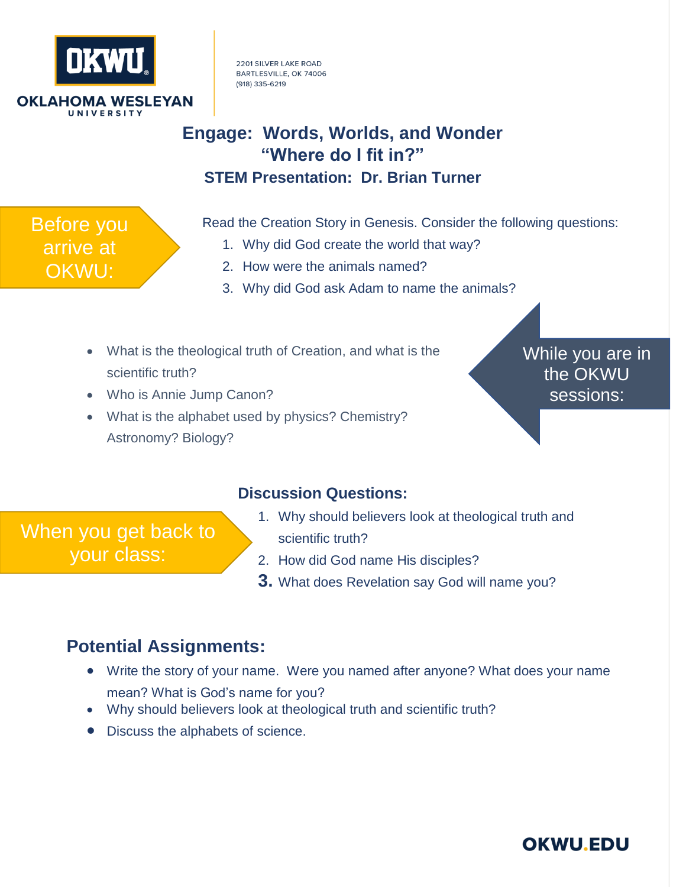OKWU

OKLAHOMA WESLEYAN UNIVERSITY

2201 SILVER LAKE ROAD
BARTLESVILLE, OK 74006
(918) 335-6219

# Engage: Words, Worlds, and Wonder
## "Where do I fit in?"
### STEM Presentation: Dr. Brian Turner

**Before you arrive at OKWU:**

Read the Creation Story in Genesis. Consider the following questions:

1. Why did God create the world that way?
2. How were the animals named?
3. Why did God ask Adam to name the animals?

**While you are in the OKWU sessions:**

- What is the theological truth of Creation, and what is the scientific truth?
- Who is Annie Jump Canon?
- What is the alphabet used by physics? Chemistry? Astronomy? Biology?

**When you get back to your class:**

### Discussion Questions:

1. Why should believers look at theological truth and scientific truth?
2. How did God name His disciples?
3. What does Revelation say God will name you?

## Potential Assignments:

- Write the story of your name. Were you named after anyone? What does your name mean? What is God's name for you?
- Why should believers look at theological truth and scientific truth?
- Discuss the alphabets of science.

OKWU.EDU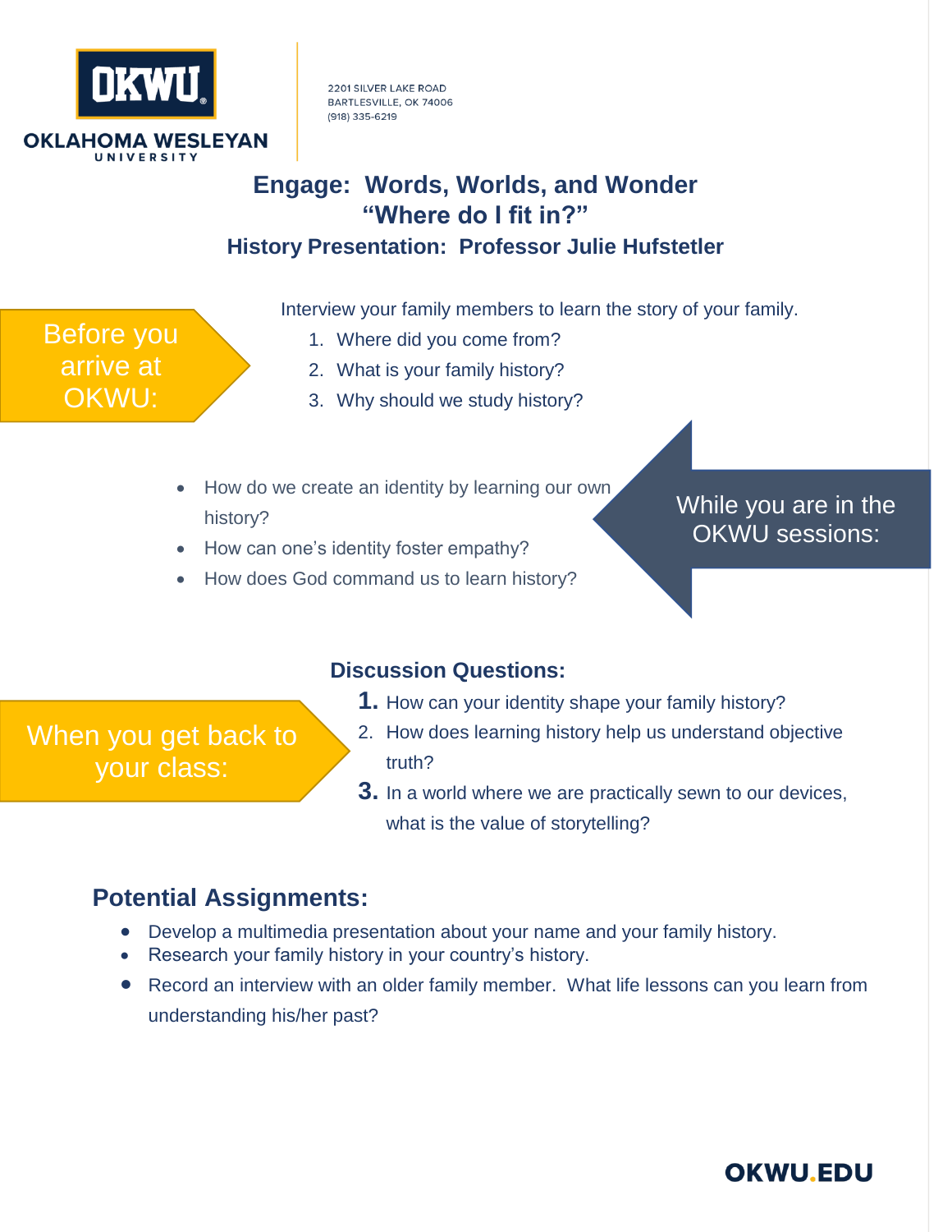**OKWU**

**OKLAHOMA WESLEYAN UNIVERSITY**

2201 SILVER LAKE ROAD
BARTLESVILLE, OK 74006
(918) 335-6219

# Engage: Words, Worlds, and Wonder
# "Where do I fit in?"
### History Presentation: Professor Julie Hufstetler

**Before you arrive at OKWU:**

Interview your family members to learn the story of your family.

1. Where did you come from?
2. What is your family history?
3. Why should we study history?

**While you are in the OKWU sessions:**

- How do we create an identity by learning our own history?
- How can one's identity foster empathy?
- How does God command us to learn history?

**When you get back to your class:**

### Discussion Questions:

1. How can your identity shape your family history?
2. How does learning history help us understand objective truth?
3. In a world where we are practically sewn to our devices, what is the value of storytelling?

## Potential Assignments:

- Develop a multimedia presentation about your name and your family history.
- Research your family history in your country's history.
- Record an interview with an older family member. What life lessons can you learn from understanding his/her past?

**OKWU.EDU**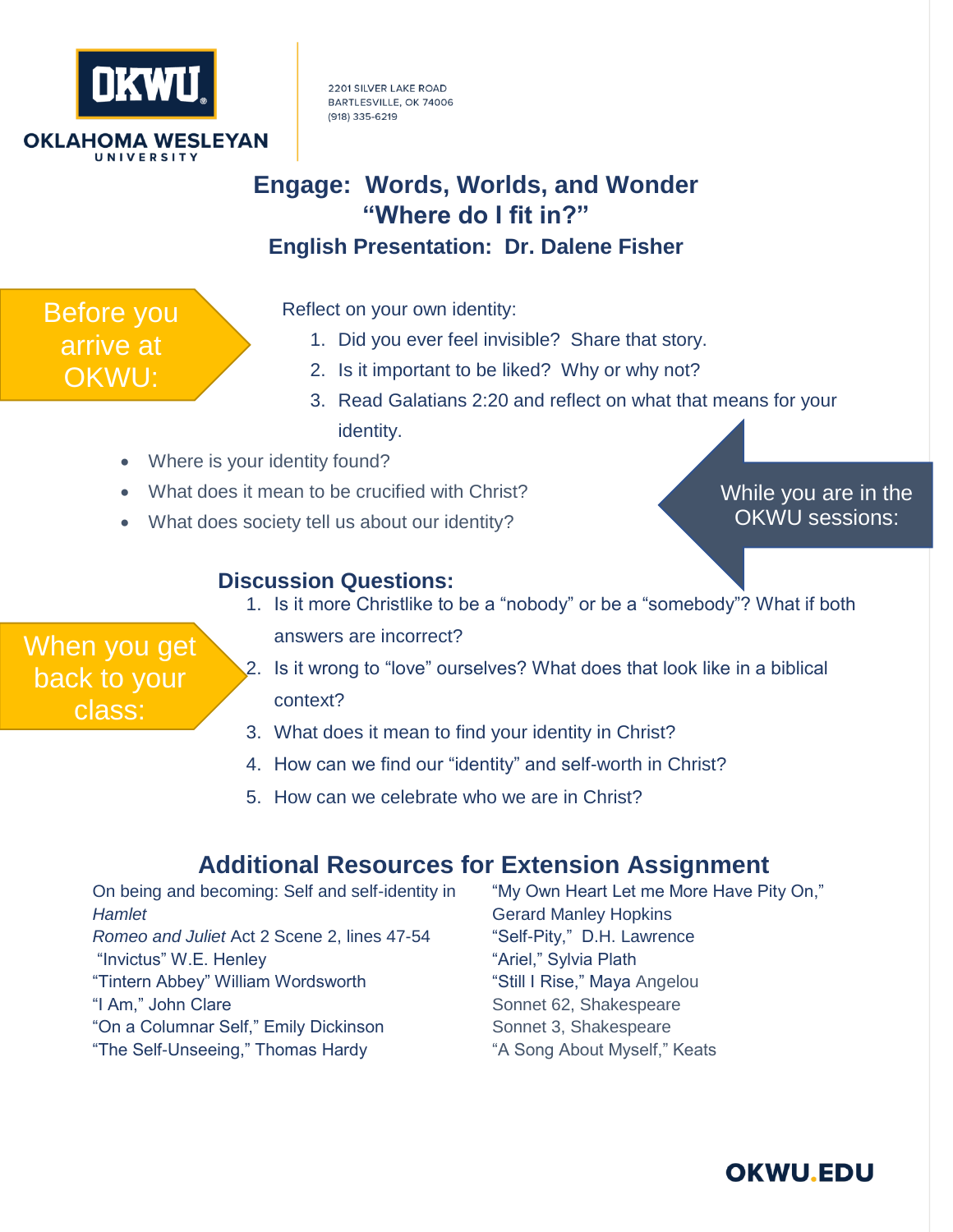OKWU
OKLAHOMA WESLEYAN UNIVERSITY

2201 SILVER LAKE ROAD
BARTLESVILLE, OK 74006
(918) 335-6219

# Engage: Words, Worlds, and Wonder
# "Where do I fit in?"
## English Presentation: Dr. Dalene Fisher

**Before you arrive at OKWU:**

Reflect on your own identity:

1. Did you ever feel invisible? Share that story.
2. Is it important to be liked? Why or why not?
3. Read Galatians 2:20 and reflect on what that means for your identity.

**While you are in the OKWU sessions:**

- Where is your identity found?
- What does it mean to be crucified with Christ?
- What does society tell us about our identity?

**When you get back to your class:**

### Discussion Questions:

1. Is it more Christlike to be a "nobody" or be a "somebody"? What if both answers are incorrect?
2. Is it wrong to "love" ourselves? What does that look like in a biblical context?
3. What does it mean to find your identity in Christ?
4. How can we find our "identity" and self-worth in Christ?
5. How can we celebrate who we are in Christ?

## Additional Resources for Extension Assignment

On being and becoming: Self and self-identity in *Hamlet*
*Romeo and Juliet* Act 2 Scene 2, lines 47-54
"Invictus" W.E. Henley
"Tintern Abbey" William Wordsworth
"I Am," John Clare
"On a Columnar Self," Emily Dickinson
"The Self-Unseeing," Thomas Hardy
"My Own Heart Let me More Have Pity On," Gerard Manley Hopkins
"Self-Pity," D.H. Lawrence
"Ariel," Sylvia Plath
"Still I Rise," Maya Angelou
Sonnet 62, Shakespeare
Sonnet 3, Shakespeare
"A Song About Myself," Keats

OKWU.EDU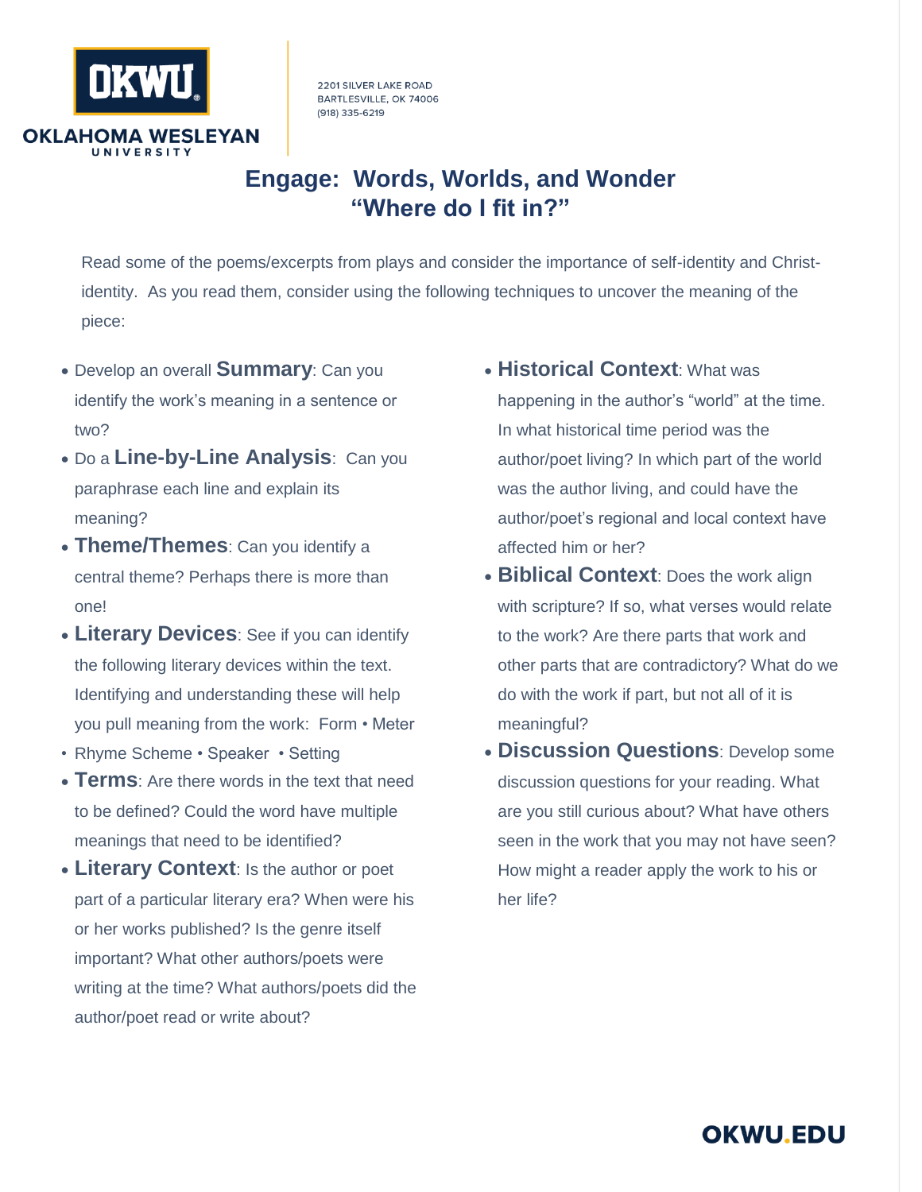OKWU

OKLAHOMA WESLEYAN UNIVERSITY

2201 SILVER LAKE ROAD
BARTLESVILLE, OK 74006
(918) 335-6219

# Engage: Words, Worlds, and Wonder "Where do I fit in?"

Read some of the poems/excerpts from plays and consider the importance of self-identity and Christ-identity. As you read them, consider using the following techniques to uncover the meaning of the piece:

- Develop an overall **Summary**: Can you identify the work's meaning in a sentence or two?
- Do a **Line-by-Line Analysis**: Can you paraphrase each line and explain its meaning?
- **Theme/Themes**: Can you identify a central theme? Perhaps there is more than one!
- **Literary Devices**: See if you can identify the following literary devices within the text. Identifying and understanding these will help you pull meaning from the work: Form • Meter • Rhyme Scheme • Speaker • Setting
- **Terms**: Are there words in the text that need to be defined? Could the word have multiple meanings that need to be identified?
- **Literary Context**: Is the author or poet part of a particular literary era? When were his or her works published? Is the genre itself important? What other authors/poets were writing at the time? What authors/poets did the author/poet read or write about?
- **Historical Context**: What was happening in the author's "world" at the time. In what historical time period was the author/poet living? In which part of the world was the author living, and could have the author/poet's regional and local context have affected him or her?
- **Biblical Context**: Does the work align with scripture? If so, what verses would relate to the work? Are there parts that work and other parts that are contradictory? What do we do with the work if part, but not all of it is meaningful?
- **Discussion Questions**: Develop some discussion questions for your reading. What are you still curious about? What have others seen in the work that you may not have seen? How might a reader apply the work to his or her life?

OKWU.EDU